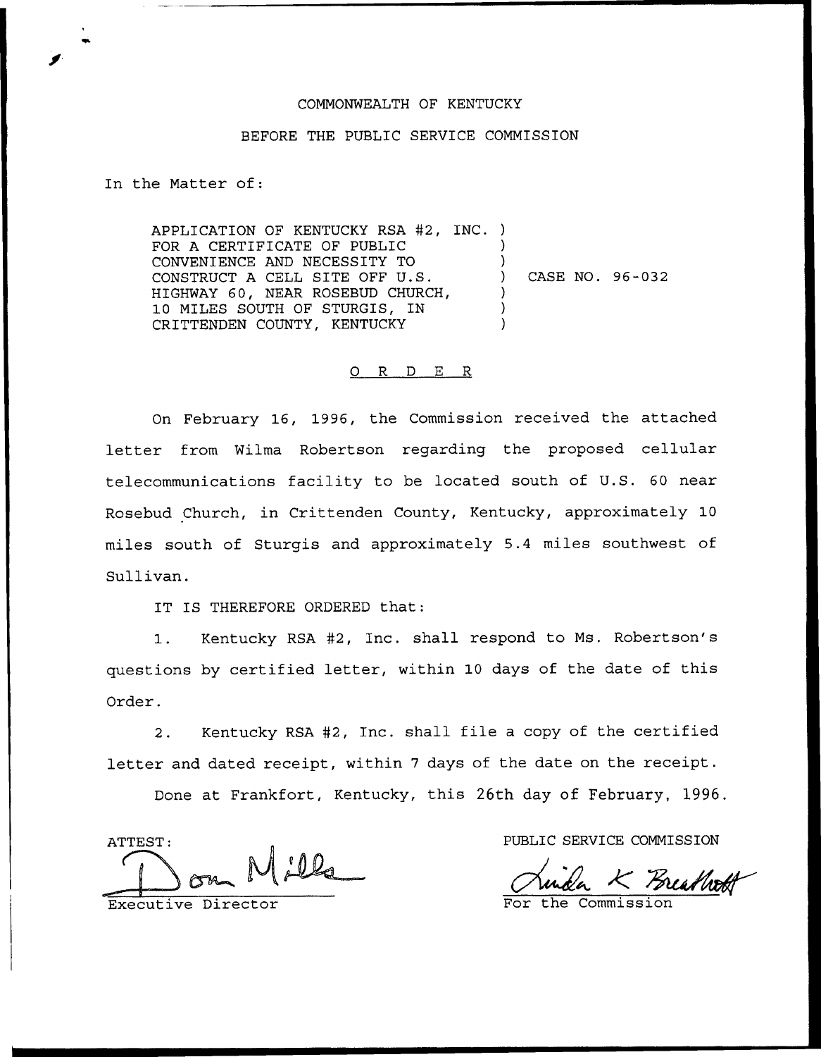COMMONWEALTH OF KENTUCKY

BEFORE THE PUBLIC SERVICE COMMISSION

In the Matter of:

APPLICATION OF KENTUCKY RSA #2, INC. FOR A CERTIFICATE OF PUBLIC CONVENIENCE AND NECESSITY TO CONSTRUCT A CELL SITE OFF U.S. HIGHWAY 60, NEAR ROSEBUD CHURCH, 10 MILES SOUTH OF STURGIS, IN CRITTENDEN COUNTY, KENTUCKY

) CASE NO. 96-032

O R D E R

On February 16, 1996, the Commission received the attached letter from Wilma Robertson regarding the proposed cellular telecommunications facility to be located south of U.S. 60 near Rosebud Church, in Crittenden County, Kentucky, approximately 10 miles south of Sturgis and approximately 5.4 miles southwest of Sullivan.

IT IS THEREFORE ORDERED that:

1. Kentucky RSA #2, Inc. shall respond to Ms. Robertson's questions by certified letter, within 10 days of the date of this Order.

2. Kentucky RSA #2, Inc. shall file a copy of the certified letter and dated receipt, within 7 days of the date on the receipt.

Done at Frankfort, Kentucky, this 26th day of February, 1996.

ATTEST:

Don Mills

Executive Director

PUBLIC SERVICE COMMISSION

Linda K Breathitt

For the Commission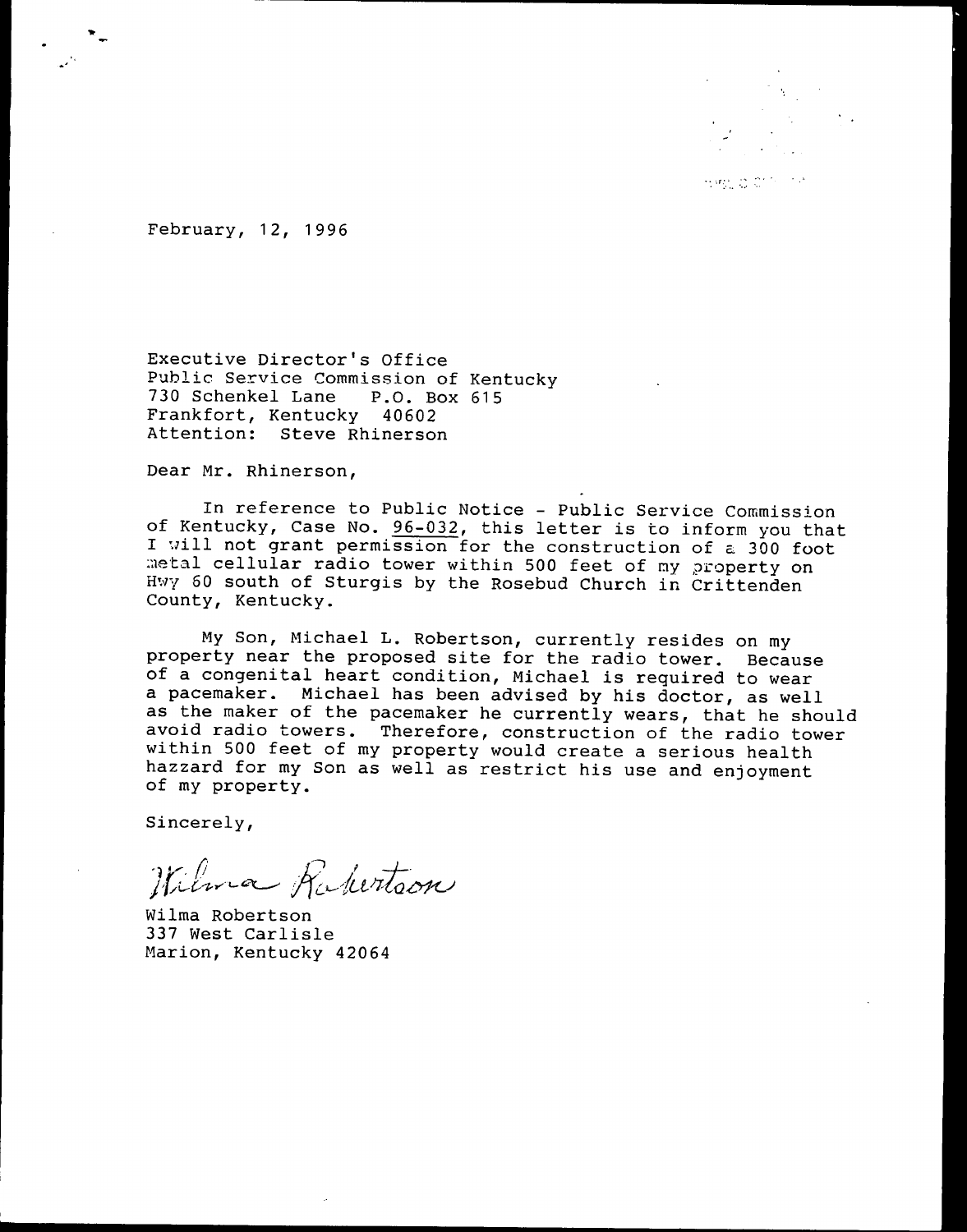February, 12, 1996

Executive Director's Office
Public Service Commission of Kentucky
730 Schenkel Lane P.O. Box 615
Frankfort, Kentucky 40602
Attention: Steve Rhinerson

Dear Mr. Rhinerson,

In reference to Public Notice - Public Service Commission of Kentucky, Case No. 96-032, this letter is to inform you that I will not grant permission for the construction of a 300 foot metal cellular radio tower within 500 feet of my property on Hwy 60 south of Sturgis by the Rosebud Church in Crittenden County, Kentucky.

My Son, Michael L. Robertson, currently resides on my property near the proposed site for the radio tower. Because of a congenital heart condition, Michael is required to wear a pacemaker. Michael has been advised by his doctor, as well as the maker of the pacemaker he currently wears, that he should avoid radio towers. Therefore, construction of the radio tower within 500 feet of my property would create a serious health hazzard for my Son as well as restrict his use and enjoyment of my property.

Sincerely,

Wilma Robertson

Wilma Robertson
337 West Carlisle
Marion, Kentucky 42064